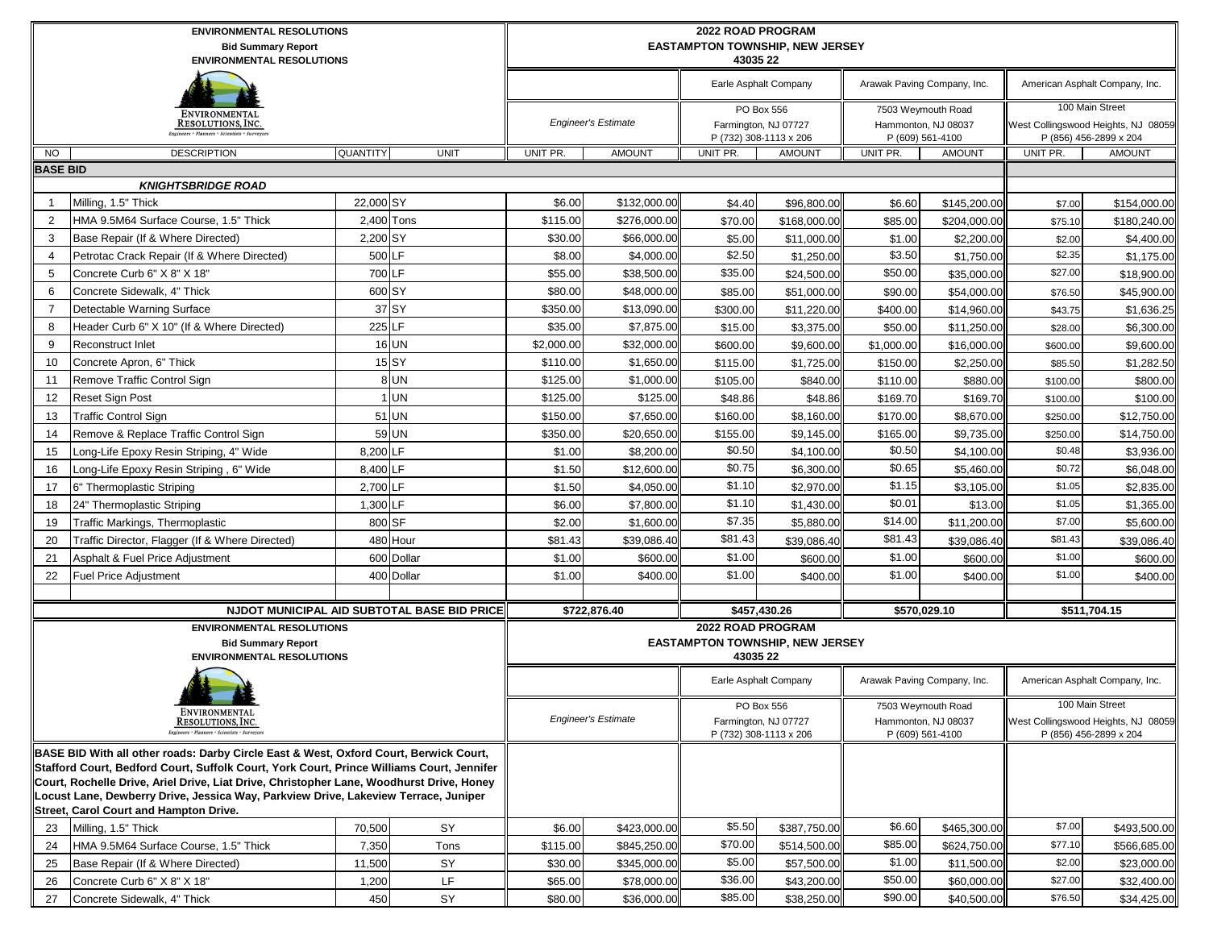**ENVIRONMENTAL RESOLUTIONS**
**Bid Summary Report**
**ENVIRONMENTAL RESOLUTIONS**

**2022 ROAD PROGRAM**
**EASTAMPTON TOWNSHIP, NEW JERSEY**
**43035 22**

| NO | DESCRIPTION | QUANTITY | UNIT | Engineer's Estimate UNIT PR. | Engineer's Estimate AMOUNT | Earle Asphalt Company, PO Box 556, Farmington, NJ 07727, P (732) 308-1113 x 206 UNIT PR. | Earle Asphalt Company AMOUNT | Arawak Paving Company, Inc., 7503 Weymouth Road, Hammonton, NJ 08037, P (609) 561-4100 UNIT PR. | Arawak Paving Company, Inc. AMOUNT | American Asphalt Company, Inc., 100 Main Street, West Collingswood Heights, NJ 08059, P (856) 456-2899 x 204 UNIT PR. | American Asphalt Company, Inc. AMOUNT |
|---|---|---|---|---|---|---|---|---|---|---|---|
| **BASE BID** | | | | | | | | | | | |
| | ***KNIGHTSBRIDGE ROAD*** | | | | | | | | | | |
| 1 | Milling, 1.5" Thick | 22,000 | SY | $6.00 | $132,000.00 | $4.40 | $96,800.00 | $6.60 | $145,200.00 | $7.00 | $154,000.00 |
| 2 | HMA 9.5M64 Surface Course, 1.5" Thick | 2,400 | Tons | $115.00 | $276,000.00 | $70.00 | $168,000.00 | $85.00 | $204,000.00 | $75.10 | $180,240.00 |
| 3 | Base Repair (If & Where Directed) | 2,200 | SY | $30.00 | $66,000.00 | $5.00 | $11,000.00 | $1.00 | $2,200.00 | $2.00 | $4,400.00 |
| 4 | Petrotac Crack Repair (If & Where Directed) | 500 | LF | $8.00 | $4,000.00 | $2.50 | $1,250.00 | $3.50 | $1,750.00 | $2.35 | $1,175.00 |
| 5 | Concrete Curb 6" X 8" X 18" | 700 | LF | $55.00 | $38,500.00 | $35.00 | $24,500.00 | $50.00 | $35,000.00 | $27.00 | $18,900.00 |
| 6 | Concrete Sidewalk, 4" Thick | 600 | SY | $80.00 | $48,000.00 | $85.00 | $51,000.00 | $90.00 | $54,000.00 | $76.50 | $45,900.00 |
| 7 | Detectable Warning Surface | 37 | SY | $350.00 | $13,090.00 | $300.00 | $11,220.00 | $400.00 | $14,960.00 | $43.75 | $1,636.25 |
| 8 | Header Curb 6" X 10" (If & Where Directed) | 225 | LF | $35.00 | $7,875.00 | $15.00 | $3,375.00 | $50.00 | $11,250.00 | $28.00 | $6,300.00 |
| 9 | Reconstruct Inlet | 16 | UN | $2,000.00 | $32,000.00 | $600.00 | $9,600.00 | $1,000.00 | $16,000.00 | $600.00 | $9,600.00 |
| 10 | Concrete Apron, 6" Thick | 15 | SY | $110.00 | $1,650.00 | $115.00 | $1,725.00 | $150.00 | $2,250.00 | $85.50 | $1,282.50 |
| 11 | Remove Traffic Control Sign | 8 | UN | $125.00 | $1,000.00 | $105.00 | $840.00 | $110.00 | $880.00 | $100.00 | $800.00 |
| 12 | Reset Sign Post | 1 | UN | $125.00 | $125.00 | $48.86 | $48.86 | $169.70 | $169.70 | $100.00 | $100.00 |
| 13 | Traffic Control Sign | 51 | UN | $150.00 | $7,650.00 | $160.00 | $8,160.00 | $170.00 | $8,670.00 | $250.00 | $12,750.00 |
| 14 | Remove & Replace Traffic Control Sign | 59 | UN | $350.00 | $20,650.00 | $155.00 | $9,145.00 | $165.00 | $9,735.00 | $250.00 | $14,750.00 |
| 15 | Long-Life Epoxy Resin Striping, 4" Wide | 8,200 | LF | $1.00 | $8,200.00 | $0.50 | $4,100.00 | $0.50 | $4,100.00 | $0.48 | $3,936.00 |
| 16 | Long-Life Epoxy Resin Striping , 6" Wide | 8,400 | LF | $1.50 | $12,600.00 | $0.75 | $6,300.00 | $0.65 | $5,460.00 | $0.72 | $6,048.00 |
| 17 | 6" Thermoplastic Striping | 2,700 | LF | $1.50 | $4,050.00 | $1.10 | $2,970.00 | $1.15 | $3,105.00 | $1.05 | $2,835.00 |
| 18 | 24" Thermoplastic Striping | 1,300 | LF | $6.00 | $7,800.00 | $1.10 | $1,430.00 | $0.01 | $13.00 | $1.05 | $1,365.00 |
| 19 | Traffic Markings, Thermoplastic | 800 | SF | $2.00 | $1,600.00 | $7.35 | $5,880.00 | $14.00 | $11,200.00 | $7.00 | $5,600.00 |
| 20 | Traffic Director, Flagger (If & Where Directed) | 480 | Hour | $81.43 | $39,086.40 | $81.43 | $39,086.40 | $81.43 | $39,086.40 | $81.43 | $39,086.40 |
| 21 | Asphalt & Fuel Price Adjustment | 600 | Dollar | $1.00 | $600.00 | $1.00 | $600.00 | $1.00 | $600.00 | $1.00 | $600.00 |
| 22 | Fuel Price Adjustment | 400 | Dollar | $1.00 | $400.00 | $1.00 | $400.00 | $1.00 | $400.00 | $1.00 | $400.00 |
| | **NJDOT MUNICIPAL AID SUBTOTAL BASE BID PRICE** | | | | **$722,876.40** | | **$457,430.26** | | **$570,029.10** | | **$511,704.15** |

**ENVIRONMENTAL RESOLUTIONS**
**Bid Summary Report**
**ENVIRONMENTAL RESOLUTIONS**

**2022 ROAD PROGRAM**
**EASTAMPTON TOWNSHIP, NEW JERSEY**
**43035 22**

| NO | DESCRIPTION | QUANTITY | UNIT | Engineer's Estimate UNIT PR. | Engineer's Estimate AMOUNT | Earle Asphalt Company, PO Box 556, Farmington, NJ 07727, P (732) 308-1113 x 206 UNIT PR. | Earle Asphalt Company AMOUNT | Arawak Paving Company, Inc., 7503 Weymouth Road, Hammonton, NJ 08037, P (609) 561-4100 UNIT PR. | Arawak Paving Company, Inc. AMOUNT | American Asphalt Company, Inc., 100 Main Street, West Collingswood Heights, NJ 08059, P (856) 456-2899 x 204 UNIT PR. | American Asphalt Company, Inc. AMOUNT |
|---|---|---|---|---|---|---|---|---|---|---|---|
| | **BASE BID With all other roads: Darby Circle East & West, Oxford Court, Berwick Court, Stafford Court, Bedford Court, Suffolk Court, York Court, Prince Williams Court, Jennifer Court, Rochelle Drive, Ariel Drive, Liat Drive, Christopher Lane, Woodhurst Drive, Honey Locust Lane, Dewberry Drive, Jessica Way, Parkview Drive, Lakeview Terrace, Juniper Street, Carol Court and Hampton Drive.** | | | | | | | | | | |
| 23 | Milling, 1.5" Thick | 70,500 | SY | $6.00 | $423,000.00 | $5.50 | $387,750.00 | $6.60 | $465,300.00 | $7.00 | $493,500.00 |
| 24 | HMA 9.5M64 Surface Course, 1.5" Thick | 7,350 | Tons | $115.00 | $845,250.00 | $70.00 | $514,500.00 | $85.00 | $624,750.00 | $77.10 | $566,685.00 |
| 25 | Base Repair (If & Where Directed) | 11,500 | SY | $30.00 | $345,000.00 | $5.00 | $57,500.00 | $1.00 | $11,500.00 | $2.00 | $23,000.00 |
| 26 | Concrete Curb 6" X 8" X 18" | 1,200 | LF | $65.00 | $78,000.00 | $36.00 | $43,200.00 | $50.00 | $60,000.00 | $27.00 | $32,400.00 |
| 27 | Concrete Sidewalk, 4" Thick | 450 | SY | $80.00 | $36,000.00 | $85.00 | $38,250.00 | $90.00 | $40,500.00 | $76.50 | $34,425.00 |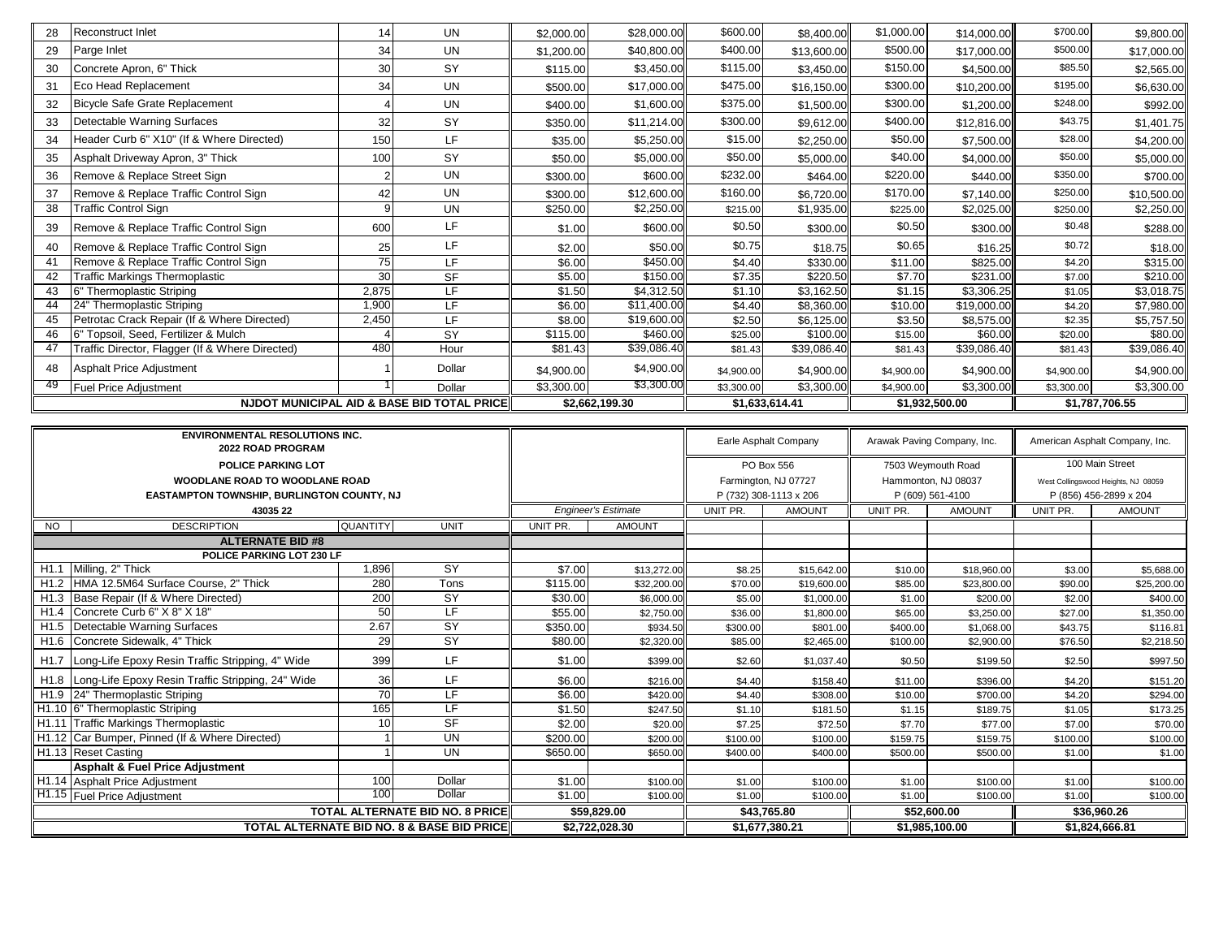| 28 | Reconstruct Inlet | 14 | UN | $2,000.00 | $28,000.00 | $600.00 | $8,400.00 | $1,000.00 | $14,000.00 | $700.00 | $9,800.00 |
|---|---|---|---|---|---|---|---|---|---|---|---|
| 29 | Parge Inlet | 34 | UN | $1,200.00 | $40,800.00 | $400.00 | $13,600.00 | $500.00 | $17,000.00 | $500.00 | $17,000.00 |
| 30 | Concrete Apron, 6" Thick | 30 | SY | $115.00 | $3,450.00 | $115.00 | $3,450.00 | $150.00 | $4,500.00 | $85.50 | $2,565.00 |
| 31 | Eco Head Replacement | 34 | UN | $500.00 | $17,000.00 | $475.00 | $16,150.00 | $300.00 | $10,200.00 | $195.00 | $6,630.00 |
| 32 | Bicycle Safe Grate Replacement | 4 | UN | $400.00 | $1,600.00 | $375.00 | $1,500.00 | $300.00 | $1,200.00 | $248.00 | $992.00 |
| 33 | Detectable Warning Surfaces | 32 | SY | $350.00 | $11,214.00 | $300.00 | $9,612.00 | $400.00 | $12,816.00 | $43.75 | $1,401.75 |
| 34 | Header Curb 6" X10" (If & Where Directed) | 150 | LF | $35.00 | $5,250.00 | $15.00 | $2,250.00 | $50.00 | $7,500.00 | $28.00 | $4,200.00 |
| 35 | Asphalt Driveway Apron, 3" Thick | 100 | SY | $50.00 | $5,000.00 | $50.00 | $5,000.00 | $40.00 | $4,000.00 | $50.00 | $5,000.00 |
| 36 | Remove & Replace Street Sign | 2 | UN | $300.00 | $600.00 | $232.00 | $464.00 | $220.00 | $440.00 | $350.00 | $700.00 |
| 37 | Remove & Replace Traffic Control Sign | 42 | UN | $300.00 | $12,600.00 | $160.00 | $6,720.00 | $170.00 | $7,140.00 | $250.00 | $10,500.00 |
| 38 | Traffic Control Sign | 9 | UN | $250.00 | $2,250.00 | $215.00 | $1,935.00 | $225.00 | $2,025.00 | $250.00 | $2,250.00 |
| 39 | Remove & Replace Traffic Control Sign | 600 | LF | $1.00 | $600.00 | $0.50 | $300.00 | $0.50 | $300.00 | $0.48 | $288.00 |
| 40 | Remove & Replace Traffic Control Sign | 25 | LF | $2.00 | $50.00 | $0.75 | $18.75 | $0.65 | $16.25 | $0.72 | $18.00 |
| 41 | Remove & Replace Traffic Control Sign | 75 | LF | $6.00 | $450.00 | $4.40 | $330.00 | $11.00 | $825.00 | $4.20 | $315.00 |
| 42 | Traffic Markings Thermoplastic | 30 | SF | $5.00 | $150.00 | $7.35 | $220.50 | $7.70 | $231.00 | $7.00 | $210.00 |
| 43 | 6" Thermoplastic Striping | 2,875 | LF | $1.50 | $4,312.50 | $1.10 | $3,162.50 | $1.15 | $3,306.25 | $1.05 | $3,018.75 |
| 44 | 24" Thermoplastic Striping | 1,900 | LF | $6.00 | $11,400.00 | $4.40 | $8,360.00 | $10.00 | $19,000.00 | $4.20 | $7,980.00 |
| 45 | Petrotac Crack Repair (If & Where Directed) | 2,450 | LF | $8.00 | $19,600.00 | $2.50 | $6,125.00 | $3.50 | $8,575.00 | $2.35 | $5,757.50 |
| 46 | 6" Topsoil, Seed, Fertilizer & Mulch | 4 | SY | $115.00 | $460.00 | $25.00 | $100.00 | $15.00 | $60.00 | $20.00 | $80.00 |
| 47 | Traffic Director, Flagger (If & Where Directed) | 480 | Hour | $81.43 | $39,086.40 | $81.43 | $39,086.40 | $81.43 | $39,086.40 | $81.43 | $39,086.40 |
| 48 | Asphalt Price Adjustment | 1 | Dollar | $4,900.00 | $4,900.00 | $4,900.00 | $4,900.00 | $4,900.00 | $4,900.00 | $4,900.00 | $4,900.00 |
| 49 | Fuel Price Adjustment | 1 | Dollar | $3,300.00 | $3,300.00 | $3,300.00 | $3,300.00 | $4,900.00 | $3,300.00 | $3,300.00 | $3,300.00 |
| | NJDOT MUNICIPAL AID & BASE BID TOTAL PRICE | | | $2,662,199.30 | | $1,633,614.41 | | $1,932,500.00 | | $1,787,706.55 | |

| ENVIRONMENTAL RESOLUTIONS INC. 2022 ROAD PROGRAM POLICE PARKING LOT WOODLANE ROAD TO WOODLANE ROAD EASTAMPTON TOWNSHIP, BURLINGTON COUNTY, NJ 43035 22 | | | | | | Earle Asphalt Company PO Box 556 Farmington, NJ 07727 P (732) 308-1113 x 206 | | Arawak Paving Company, Inc. 7503 Weymouth Road Hammonton, NJ 08037 P (609) 561-4100 | | American Asphalt Company, Inc. 100 Main Street West Collingswood Heights, NJ 08059 P (856) 456-2899 x 204 | |
|---|---|---|---|---|---|---|---|---|---|---|---|
| | | | | *Engineer's Estimate* | | UNIT PR. | AMOUNT | UNIT PR. | AMOUNT | UNIT PR. | AMOUNT |
| NO | DESCRIPTION | QUANTITY | UNIT | UNIT PR. | AMOUNT | | | | | | |
| | **ALTERNATE BID #8** | | | | | | | | | | |
| | **POLICE PARKING LOT 230 LF** | | | | | | | | | | |
| H1.1 | Milling, 2" Thick | 1,896 | SY | $7.00 | $13,272.00 | $8.25 | $15,642.00 | $10.00 | $18,960.00 | $3.00 | $5,688.00 |
| H1.2 | HMA 12.5M64 Surface Course, 2" Thick | 280 | Tons | $115.00 | $32,200.00 | $70.00 | $19,600.00 | $85.00 | $23,800.00 | $90.00 | $25,200.00 |
| H1.3 | Base Repair (If & Where Directed) | 200 | SY | $30.00 | $6,000.00 | $5.00 | $1,000.00 | $1.00 | $200.00 | $2.00 | $400.00 |
| H1.4 | Concrete Curb 6" X 8" X 18" | 50 | LF | $55.00 | $2,750.00 | $36.00 | $1,800.00 | $65.00 | $3,250.00 | $27.00 | $1,350.00 |
| H1.5 | Detectable Warning Surfaces | 2.67 | SY | $350.00 | $934.50 | $300.00 | $801.00 | $400.00 | $1,068.00 | $43.75 | $116.81 |
| H1.6 | Concrete Sidewalk, 4" Thick | 29 | SY | $80.00 | $2,320.00 | $85.00 | $2,465.00 | $100.00 | $2,900.00 | $76.50 | $2,218.50 |
| H1.7 | Long-Life Epoxy Resin Traffic Stripping, 4" Wide | 399 | LF | $1.00 | $399.00 | $2.60 | $1,037.40 | $0.50 | $199.50 | $2.50 | $997.50 |
| H1.8 | Long-Life Epoxy Resin Traffic Stripping, 24" Wide | 36 | LF | $6.00 | $216.00 | $4.40 | $158.40 | $11.00 | $396.00 | $4.20 | $151.20 |
| H1.9 | 24" Thermoplastic Striping | 70 | LF | $6.00 | $420.00 | $4.40 | $308.00 | $10.00 | $700.00 | $4.20 | $294.00 |
| H1.10 | 6" Thermoplastic Striping | 165 | LF | $1.50 | $247.50 | $1.10 | $181.50 | $1.15 | $189.75 | $1.05 | $173.25 |
| H1.11 | Traffic Markings Thermoplastic | 10 | SF | $2.00 | $20.00 | $7.25 | $72.50 | $7.70 | $77.00 | $7.00 | $70.00 |
| H1.12 | Car Bumper, Pinned (If & Where Directed) | 1 | UN | $200.00 | $200.00 | $100.00 | $100.00 | $159.75 | $159.75 | $100.00 | $100.00 |
| H1.13 | Reset Casting | 1 | UN | $650.00 | $650.00 | $400.00 | $400.00 | $500.00 | $500.00 | $1.00 | $1.00 |
| | **Asphalt & Fuel Price Adjustment** | | | | | | | | | | |
| H1.14 | Asphalt Price Adjustment | 100 | Dollar | $1.00 | $100.00 | $1.00 | $100.00 | $1.00 | $100.00 | $1.00 | $100.00 |
| H1.15 | Fuel Price Adjustment | 100 | Dollar | $1.00 | $100.00 | $1.00 | $100.00 | $1.00 | $100.00 | $1.00 | $100.00 |
| | TOTAL ALTERNATE BID NO. 8 PRICE | | | $59,829.00 | | $43,765.80 | | $52,600.00 | | $36,960.26 | |
| | TOTAL ALTERNATE BID NO. 8 & BASE BID PRICE | | | $2,722,028.30 | | $1,677,380.21 | | $1,985,100.00 | | $1,824,666.81 | |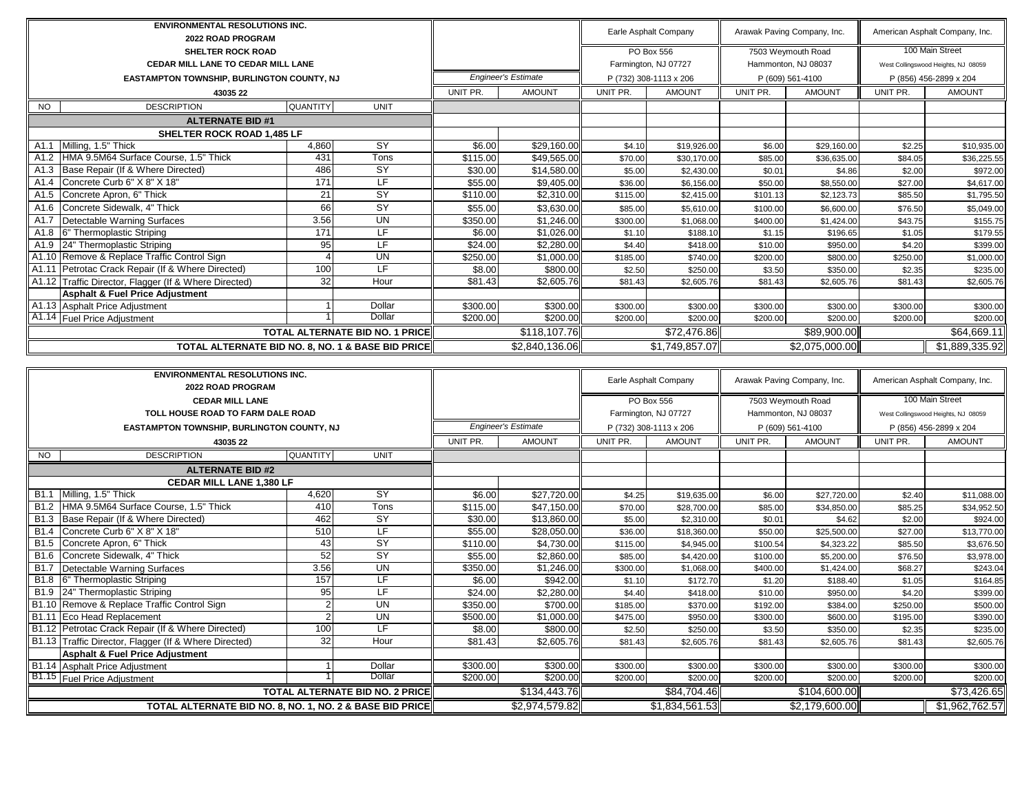| ENVIRONMENTAL RESOLUTIONS INC. 2022 ROAD PROGRAM SHELTER ROCK ROAD CEDAR MILL LANE TO CEDAR MILL LANE EASTAMPTON TOWNSHIP, BURLINGTON COUNTY, NJ 43035 22 | | | | Engineer's Estimate | | Earle Asphalt Company PO Box 556 Farmington, NJ 07727 P (732) 308-1113 x 206 | | Arawak Paving Company, Inc. 7503 Weymouth Road Hammonton, NJ 08037 P (609) 561-4100 | | American Asphalt Company, Inc. 100 Main Street West Collingswood Heights, NJ 08059 P (856) 456-2899 x 204 | |
|---|---|---|---|---|---|---|---|---|---|---|---|
| | | | | UNIT PR. | AMOUNT | UNIT PR. | AMOUNT | UNIT PR. | AMOUNT | UNIT PR. | AMOUNT |
| NO | DESCRIPTION | QUANTITY | UNIT | | | | | | | | |
| | **ALTERNATE BID #1** | | | | | | | | | | |
| | **SHELTER ROCK ROAD 1,485 LF** | | | | | | | | | | |
| A1.1 | Milling, 1.5" Thick | 4,860 | SY | $6.00 | $29,160.00 | $4.10 | $19,926.00 | $6.00 | $29,160.00 | $2.25 | $10,935.00 |
| A1.2 | HMA 9.5M64 Surface Course, 1.5" Thick | 431 | Tons | $115.00 | $49,565.00 | $70.00 | $30,170.00 | $85.00 | $36,635.00 | $84.05 | $36,225.55 |
| A1.3 | Base Repair (If & Where Directed) | 486 | SY | $30.00 | $14,580.00 | $5.00 | $2,430.00 | $0.01 | $4.86 | $2.00 | $972.00 |
| A1.4 | Concrete Curb 6" X 8" X 18" | 171 | LF | $55.00 | $9,405.00 | $36.00 | $6,156.00 | $50.00 | $8,550.00 | $27.00 | $4,617.00 |
| A1.5 | Concrete Apron, 6" Thick | 21 | SY | $110.00 | $2,310.00 | $115.00 | $2,415.00 | $101.13 | $2,123.73 | $85.50 | $1,795.50 |
| A1.6 | Concrete Sidewalk, 4" Thick | 66 | SY | $55.00 | $3,630.00 | $85.00 | $5,610.00 | $100.00 | $6,600.00 | $76.50 | $5,049.00 |
| A1.7 | Detectable Warning Surfaces | 3.56 | UN | $350.00 | $1,246.00 | $300.00 | $1,068.00 | $400.00 | $1,424.00 | $43.75 | $155.75 |
| A1.8 | 6" Thermoplastic Striping | 171 | LF | $6.00 | $1,026.00 | $1.10 | $188.10 | $1.15 | $196.65 | $1.05 | $179.55 |
| A1.9 | 24" Thermoplastic Striping | 95 | LF | $24.00 | $2,280.00 | $4.40 | $418.00 | $10.00 | $950.00 | $4.20 | $399.00 |
| A1.10 | Remove & Replace Traffic Control Sign | 4 | UN | $250.00 | $1,000.00 | $185.00 | $740.00 | $200.00 | $800.00 | $250.00 | $1,000.00 |
| A1.11 | Petrotac Crack Repair (If & Where Directed) | 100 | LF | $8.00 | $800.00 | $2.50 | $250.00 | $3.50 | $350.00 | $2.35 | $235.00 |
| A1.12 | Traffic Director, Flagger (If & Where Directed) | 32 | Hour | $81.43 | $2,605.76 | $81.43 | $2,605.76 | $81.43 | $2,605.76 | $81.43 | $2,605.76 |
| | **Asphalt & Fuel Price Adjustment** | | | | | | | | | | |
| A1.13 | Asphalt Price Adjustment | 1 | Dollar | $300.00 | $300.00 | $300.00 | $300.00 | $300.00 | $300.00 | $300.00 | $300.00 |
| A1.14 | Fuel Price Adjustment | 1 | Dollar | $200.00 | $200.00 | $200.00 | $200.00 | $200.00 | $200.00 | $200.00 | $200.00 |
| | | | **TOTAL ALTERNATE BID NO. 1 PRICE** | | $118,107.76 | | $72,476.86 | | $89,900.00 | | $64,669.11 |
| | | | **TOTAL ALTERNATE BID NO. 8, NO. 1 & BASE BID PRICE** | | $2,840,136.06 | | $1,749,857.07 | | $2,075,000.00 | | $1,889,335.92 |

| ENVIRONMENTAL RESOLUTIONS INC. 2022 ROAD PROGRAM CEDAR MILL LANE TOLL HOUSE ROAD TO FARM DALE ROAD EASTAMPTON TOWNSHIP, BURLINGTON COUNTY, NJ 43035 22 | | | | Engineer's Estimate | | Earle Asphalt Company PO Box 556 Farmington, NJ 07727 P (732) 308-1113 x 206 | | Arawak Paving Company, Inc. 7503 Weymouth Road Hammonton, NJ 08037 P (609) 561-4100 | | American Asphalt Company, Inc. 100 Main Street West Collingswood Heights, NJ 08059 P (856) 456-2899 x 204 | |
|---|---|---|---|---|---|---|---|---|---|---|---|
| | | | | UNIT PR. | AMOUNT | UNIT PR. | AMOUNT | UNIT PR. | AMOUNT | UNIT PR. | AMOUNT |
| NO | DESCRIPTION | QUANTITY | UNIT | | | | | | | | |
| | **ALTERNATE BID #2** | | | | | | | | | | |
| | **CEDAR MILL LANE 1,380 LF** | | | | | | | | | | |
| B1.1 | Milling, 1.5" Thick | 4,620 | SY | $6.00 | $27,720.00 | $4.25 | $19,635.00 | $6.00 | $27,720.00 | $2.40 | $11,088.00 |
| B1.2 | HMA 9.5M64 Surface Course, 1.5" Thick | 410 | Tons | $115.00 | $47,150.00 | $70.00 | $28,700.00 | $85.00 | $34,850.00 | $85.25 | $34,952.50 |
| B1.3 | Base Repair (If & Where Directed) | 462 | SY | $30.00 | $13,860.00 | $5.00 | $2,310.00 | $0.01 | $4.62 | $2.00 | $924.00 |
| B1.4 | Concrete Curb 6" X 8" X 18" | 510 | LF | $55.00 | $28,050.00 | $36.00 | $18,360.00 | $50.00 | $25,500.00 | $27.00 | $13,770.00 |
| B1.5 | Concrete Apron, 6" Thick | 43 | SY | $110.00 | $4,730.00 | $115.00 | $4,945.00 | $100.54 | $4,323.22 | $85.50 | $3,676.50 |
| B1.6 | Concrete Sidewalk, 4" Thick | 52 | SY | $55.00 | $2,860.00 | $85.00 | $4,420.00 | $100.00 | $5,200.00 | $76.50 | $3,978.00 |
| B1.7 | Detectable Warning Surfaces | 3.56 | UN | $350.00 | $1,246.00 | $300.00 | $1,068.00 | $400.00 | $1,424.00 | $68.27 | $243.04 |
| B1.8 | 6" Thermoplastic Striping | 157 | LF | $6.00 | $942.00 | $1.10 | $172.70 | $1.20 | $188.40 | $1.05 | $164.85 |
| B1.9 | 24" Thermoplastic Striping | 95 | LF | $24.00 | $2,280.00 | $4.40 | $418.00 | $10.00 | $950.00 | $4.20 | $399.00 |
| B1.10 | Remove & Replace Traffic Control Sign | 2 | UN | $350.00 | $700.00 | $185.00 | $370.00 | $192.00 | $384.00 | $250.00 | $500.00 |
| B1.11 | Eco Head Replacement | 2 | UN | $500.00 | $1,000.00 | $475.00 | $950.00 | $300.00 | $600.00 | $195.00 | $390.00 |
| B1.12 | Petrotac Crack Repair (If & Where Directed) | 100 | LF | $8.00 | $800.00 | $2.50 | $250.00 | $3.50 | $350.00 | $2.35 | $235.00 |
| B1.13 | Traffic Director, Flagger (If & Where Directed) | 32 | Hour | $81.43 | $2,605.76 | $81.43 | $2,605.76 | $81.43 | $2,605.76 | $81.43 | $2,605.76 |
| | **Asphalt & Fuel Price Adjustment** | | | | | | | | | | |
| B1.14 | Asphalt Price Adjustment | 1 | Dollar | $300.00 | $300.00 | $300.00 | $300.00 | $300.00 | $300.00 | $300.00 | $300.00 |
| B1.15 | Fuel Price Adjustment | 1 | Dollar | $200.00 | $200.00 | $200.00 | $200.00 | $200.00 | $200.00 | $200.00 | $200.00 |
| | | | **TOTAL ALTERNATE BID NO. 2 PRICE** | | $134,443.76 | | $84,704.46 | | $104,600.00 | | $73,426.65 |
| | | | **TOTAL ALTERNATE BID NO. 8, NO. 1, NO. 2 & BASE BID PRICE** | | $2,974,579.82 | | $1,834,561.53 | | $2,179,600.00 | | $1,962,762.57 |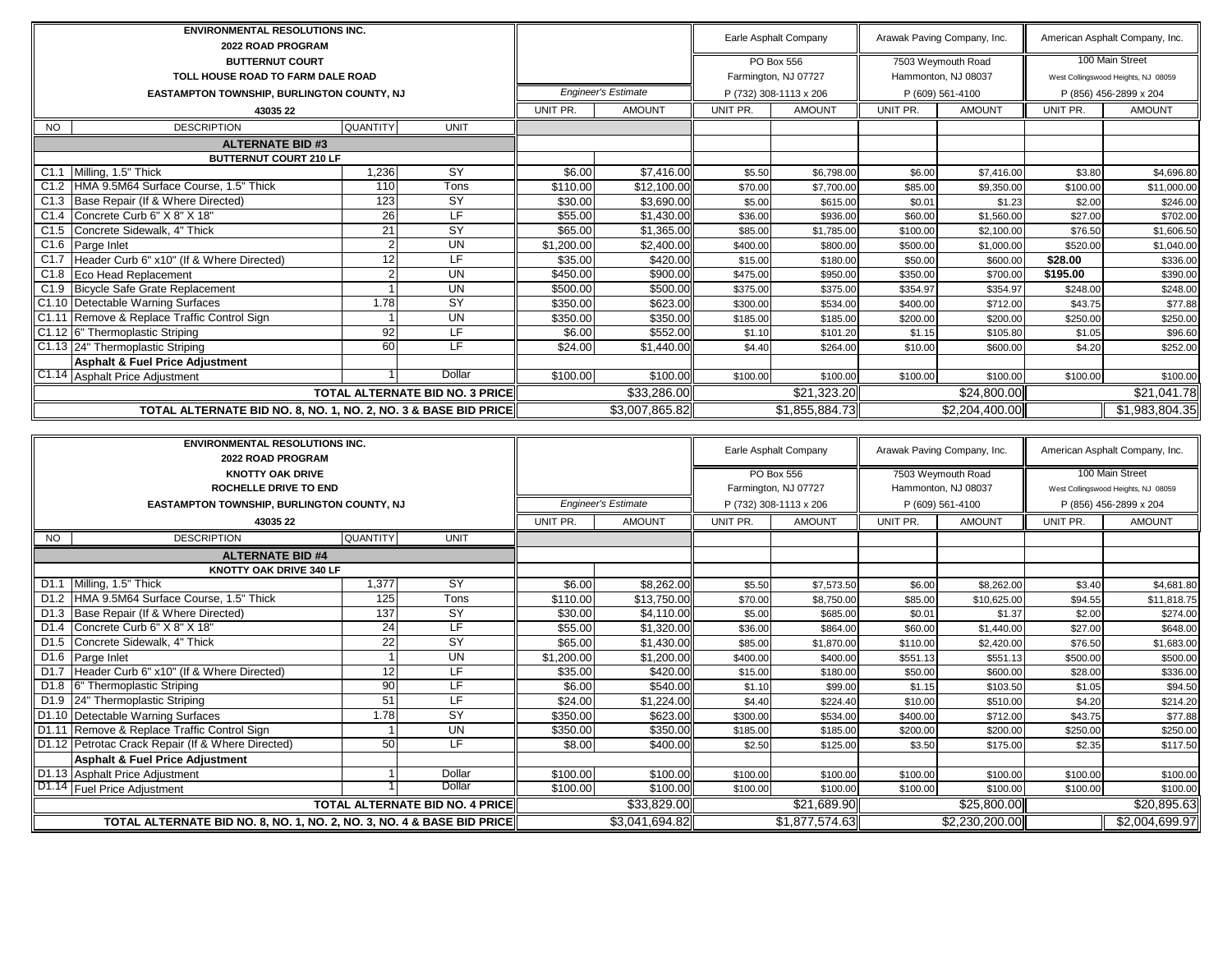| ENVIRONMENTAL RESOLUTIONS INC. 2022 ROAD PROGRAM BUTTERNUT COURT TOLL HOUSE ROAD TO FARM DALE ROAD EASTAMPTON TOWNSHIP, BURLINGTON COUNTY, NJ 43035 22 | | | | Engineer's Estimate | | Earle Asphalt Company PO Box 556 Farmington, NJ 07727 P (732) 308-1113 x 206 | | Arawak Paving Company, Inc. 7503 Weymouth Road Hammonton, NJ 08037 P (609) 561-4100 | | American Asphalt Company, Inc. 100 Main Street West Collingswood Heights, NJ 08059 P (856) 456-2899 x 204 | |
|---|---|---|---|---|---|---|---|---|---|---|---|
| | | | | UNIT PR. | AMOUNT | UNIT PR. | AMOUNT | UNIT PR. | AMOUNT | UNIT PR. | AMOUNT |
| NO | DESCRIPTION | QUANTITY | UNIT | | | | | | | | |
| | **ALTERNATE BID #3** | | | | | | | | | | |
| | **BUTTERNUT COURT 210 LF** | | | | | | | | | | |
| C1.1 | Milling, 1.5" Thick | 1,236 | SY | $6.00 | $7,416.00 | $5.50 | $6,798.00 | $6.00 | $7,416.00 | $3.80 | $4,696.80 |
| C1.2 | HMA 9.5M64 Surface Course, 1.5" Thick | 110 | Tons | $110.00 | $12,100.00 | $70.00 | $7,700.00 | $85.00 | $9,350.00 | $100.00 | $11,000.00 |
| C1.3 | Base Repair (If & Where Directed) | 123 | SY | $30.00 | $3,690.00 | $5.00 | $615.00 | $0.01 | $1.23 | $2.00 | $246.00 |
| C1.4 | Concrete Curb 6" X 8" X 18" | 26 | LF | $55.00 | $1,430.00 | $36.00 | $936.00 | $60.00 | $1,560.00 | $27.00 | $702.00 |
| C1.5 | Concrete Sidewalk, 4" Thick | 21 | SY | $65.00 | $1,365.00 | $85.00 | $1,785.00 | $100.00 | $2,100.00 | $76.50 | $1,606.50 |
| C1.6 | Parge Inlet | 2 | UN | $1,200.00 | $2,400.00 | $400.00 | $800.00 | $500.00 | $1,000.00 | $520.00 | $1,040.00 |
| C1.7 | Header Curb 6" x10" (If & Where Directed) | 12 | LF | $35.00 | $420.00 | $15.00 | $180.00 | $50.00 | $600.00 | $28.00 | $336.00 |
| C1.8 | Eco Head Replacement | 2 | UN | $450.00 | $900.00 | $475.00 | $950.00 | $350.00 | $700.00 | $195.00 | $390.00 |
| C1.9 | Bicycle Safe Grate Replacement | 1 | UN | $500.00 | $500.00 | $375.00 | $375.00 | $354.97 | $354.97 | $248.00 | $248.00 |
| C1.10 | Detectable Warning Surfaces | 1.78 | SY | $350.00 | $623.00 | $300.00 | $534.00 | $400.00 | $712.00 | $43.75 | $77.88 |
| C1.11 | Remove & Replace Traffic Control Sign | 1 | UN | $350.00 | $350.00 | $185.00 | $185.00 | $200.00 | $200.00 | $250.00 | $250.00 |
| C1.12 | 6" Thermoplastic Striping | 92 | LF | $6.00 | $552.00 | $1.10 | $101.20 | $1.15 | $105.80 | $1.05 | $96.60 |
| C1.13 | 24" Thermoplastic Striping | 60 | LF | $24.00 | $1,440.00 | $4.40 | $264.00 | $10.00 | $600.00 | $4.20 | $252.00 |
| | **Asphalt & Fuel Price Adjustment** | | | | | | | | | | |
| C1.14 | Asphalt Price Adjustment | 1 | Dollar | $100.00 | $100.00 | $100.00 | $100.00 | $100.00 | $100.00 | $100.00 | $100.00 |
| | TOTAL ALTERNATE BID NO. 3 PRICE | | | | $33,286.00 | | $21,323.20 | | $24,800.00 | | $21,041.78 |
| | TOTAL ALTERNATE BID NO. 8, NO. 1, NO. 2, NO. 3 & BASE BID PRICE | | | | $3,007,865.82 | | $1,855,884.73 | | $2,204,400.00 | | $1,983,804.35 |

| ENVIRONMENTAL RESOLUTIONS INC. 2022 ROAD PROGRAM KNOTTY OAK DRIVE ROCHELLE DRIVE TO END EASTAMPTON TOWNSHIP, BURLINGTON COUNTY, NJ 43035 22 | | | | Engineer's Estimate | | Earle Asphalt Company PO Box 556 Farmington, NJ 07727 P (732) 308-1113 x 206 | | Arawak Paving Company, Inc. 7503 Weymouth Road Hammonton, NJ 08037 P (609) 561-4100 | | American Asphalt Company, Inc. 100 Main Street West Collingswood Heights, NJ 08059 P (856) 456-2899 x 204 | |
|---|---|---|---|---|---|---|---|---|---|---|---|
| | | | | UNIT PR. | AMOUNT | UNIT PR. | AMOUNT | UNIT PR. | AMOUNT | UNIT PR. | AMOUNT |
| NO | DESCRIPTION | QUANTITY | UNIT | | | | | | | | |
| | **ALTERNATE BID #4** | | | | | | | | | | |
| | **KNOTTY OAK DRIVE 340 LF** | | | | | | | | | | |
| D1.1 | Milling, 1.5" Thick | 1,377 | SY | $6.00 | $8,262.00 | $5.50 | $7,573.50 | $6.00 | $8,262.00 | $3.40 | $4,681.80 |
| D1.2 | HMA 9.5M64 Surface Course, 1.5" Thick | 125 | Tons | $110.00 | $13,750.00 | $70.00 | $8,750.00 | $85.00 | $10,625.00 | $94.55 | $11,818.75 |
| D1.3 | Base Repair (If & Where Directed) | 137 | SY | $30.00 | $4,110.00 | $5.00 | $685.00 | $0.01 | $1.37 | $2.00 | $274.00 |
| D1.4 | Concrete Curb 6" X 8" X 18" | 24 | LF | $55.00 | $1,320.00 | $36.00 | $864.00 | $60.00 | $1,440.00 | $27.00 | $648.00 |
| D1.5 | Concrete Sidewalk, 4" Thick | 22 | SY | $65.00 | $1,430.00 | $85.00 | $1,870.00 | $110.00 | $2,420.00 | $76.50 | $1,683.00 |
| D1.6 | Parge Inlet | 1 | UN | $1,200.00 | $1,200.00 | $400.00 | $400.00 | $551.13 | $551.13 | $500.00 | $500.00 |
| D1.7 | Header Curb 6" x10" (If & Where Directed) | 12 | LF | $35.00 | $420.00 | $15.00 | $180.00 | $50.00 | $600.00 | $28.00 | $336.00 |
| D1.8 | 6" Thermoplastic Striping | 90 | LF | $6.00 | $540.00 | $1.10 | $99.00 | $1.15 | $103.50 | $1.05 | $94.50 |
| D1.9 | 24" Thermoplastic Striping | 51 | LF | $24.00 | $1,224.00 | $4.40 | $224.40 | $10.00 | $510.00 | $4.20 | $214.20 |
| D1.10 | Detectable Warning Surfaces | 1.78 | SY | $350.00 | $623.00 | $300.00 | $534.00 | $400.00 | $712.00 | $43.75 | $77.88 |
| D1.11 | Remove & Replace Traffic Control Sign | 1 | UN | $350.00 | $350.00 | $185.00 | $185.00 | $200.00 | $200.00 | $250.00 | $250.00 |
| D1.12 | Petrotac Crack Repair (If & Where Directed) | 50 | LF | $8.00 | $400.00 | $2.50 | $125.00 | $3.50 | $175.00 | $2.35 | $117.50 |
| | **Asphalt & Fuel Price Adjustment** | | | | | | | | | | |
| D1.13 | Asphalt Price Adjustment | 1 | Dollar | $100.00 | $100.00 | $100.00 | $100.00 | $100.00 | $100.00 | $100.00 | $100.00 |
| D1.14 | Fuel Price Adjustment | 1 | Dollar | $100.00 | $100.00 | $100.00 | $100.00 | $100.00 | $100.00 | $100.00 | $100.00 |
| | TOTAL ALTERNATE BID NO. 4 PRICE | | | | $33,829.00 | | $21,689.90 | | $25,800.00 | | $20,895.63 |
| | TOTAL ALTERNATE BID NO. 8, NO. 1, NO. 2, NO. 3, NO. 4 & BASE BID PRICE | | | | $3,041,694.82 | | $1,877,574.63 | | $2,230,200.00 | | $2,004,699.97 |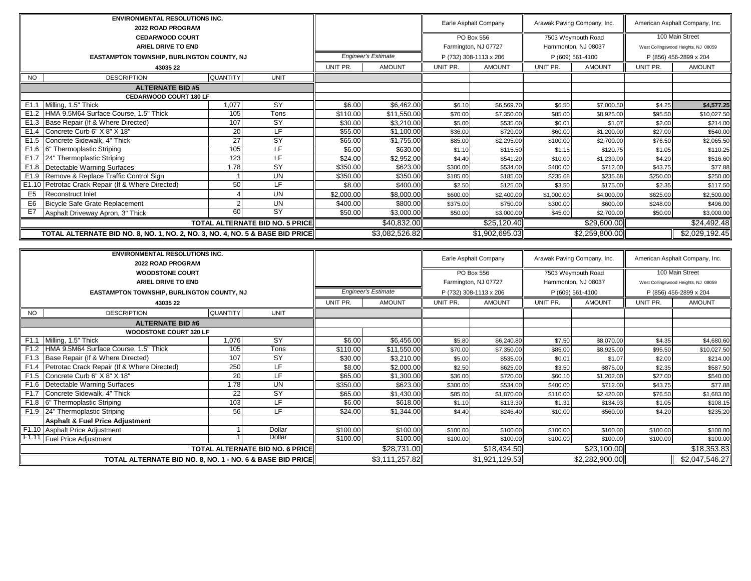| | ENVIRONMENTAL RESOLUTIONS INC. 2022 ROAD PROGRAM CEDARWOOD COURT ARIEL DRIVE TO END EASTAMPTON TOWNSHIP, BURLINGTON COUNTY, NJ 43035 22 | | | Engineer's Estimate | | Earle Asphalt Company PO Box 556 Farmington, NJ 07727 P (732) 308-1113 x 206 | | Arawak Paving Company, Inc. 7503 Weymouth Road Hammonton, NJ 08037 P (609) 561-4100 | | American Asphalt Company, Inc. 100 Main Street West Collingswood Heights, NJ 08059 P (856) 456-2899 x 204 | |
|---|---|---|---|---|---|---|---|---|---|---|---|
| | | | | UNIT PR. | AMOUNT | UNIT PR. | AMOUNT | UNIT PR. | AMOUNT | UNIT PR. | AMOUNT |
| NO | DESCRIPTION | QUANTITY | UNIT | | | | | | | | |
| | **ALTERNATE BID #5** | | | | | | | | | | |
| | **CEDARWOOD COURT 180 LF** | | | | | | | | | | |
| E1.1 | Milling, 1.5" Thick | 1,077 | SY | $6.00 | $6,462.00 | $6.10 | $6,569.70 | $6.50 | $7,000.50 | $4.25 | **$4,577.25** |
| E1.2 | HMA 9.5M64 Surface Course, 1.5" Thick | 105 | Tons | $110.00 | $11,550.00 | $70.00 | $7,350.00 | $85.00 | $8,925.00 | $95.50 | $10,027.50 |
| E1.3 | Base Repair (If & Where Directed) | 107 | SY | $30.00 | $3,210.00 | $5.00 | $535.00 | $0.01 | $1.07 | $2.00 | $214.00 |
| E1.4 | Concrete Curb 6" X 8" X 18" | 20 | LF | $55.00 | $1,100.00 | $36.00 | $720.00 | $60.00 | $1,200.00 | $27.00 | $540.00 |
| E1.5 | Concrete Sidewalk, 4" Thick | 27 | SY | $65.00 | $1,755.00 | $85.00 | $2,295.00 | $100.00 | $2,700.00 | $76.50 | $2,065.50 |
| E1.6 | 6" Thermoplastic Striping | 105 | LF | $6.00 | $630.00 | $1.10 | $115.50 | $1.15 | $120.75 | $1.05 | $110.25 |
| E1.7 | 24" Thermoplastic Striping | 123 | LF | $24.00 | $2,952.00 | $4.40 | $541.20 | $10.00 | $1,230.00 | $4.20 | $516.60 |
| E1.8 | Detectable Warning Surfaces | 1.78 | SY | $350.00 | $623.00 | $300.00 | $534.00 | $400.00 | $712.00 | $43.75 | $77.88 |
| E1.9 | Remove & Replace Traffic Control Sign | 1 | UN | $350.00 | $350.00 | $185.00 | $185.00 | $235.68 | $235.68 | $250.00 | $250.00 |
| E1.10 | Petrotac Crack Repair (If & Where Directed) | 50 | LF | $8.00 | $400.00 | $2.50 | $125.00 | $3.50 | $175.00 | $2.35 | $117.50 |
| E5 | Reconstruct Inlet | 4 | UN | $2,000.00 | $8,000.00 | $600.00 | $2,400.00 | $1,000.00 | $4,000.00 | $625.00 | $2,500.00 |
| E6 | Bicycle Safe Grate Replacement | 2 | UN | $400.00 | $800.00 | $375.00 | $750.00 | $300.00 | $600.00 | $248.00 | $496.00 |
| E7 | Asphalt Driveway Apron, 3" Thick | 60 | SY | $50.00 | $3,000.00 | $50.00 | $3,000.00 | $45.00 | $2,700.00 | $50.00 | $3,000.00 |
| | **TOTAL ALTERNATE BID NO. 5 PRICE** | | | | $40,832.00 | | $25,120.40 | | $29,600.00 | | $24,492.48 |
| | **TOTAL ALTERNATE BID NO. 8, NO. 1, NO. 2, NO. 3, NO. 4, NO. 5 & BASE BID PRICE** | | | | $3,082,526.82 | | $1,902,695.03 | | $2,259,800.00 | | $2,029,192.45 |

| | ENVIRONMENTAL RESOLUTIONS INC. 2022 ROAD PROGRAM WOODSTONE COURT ARIEL DRIVE TO END EASTAMPTON TOWNSHIP, BURLINGTON COUNTY, NJ 43035 22 | | | Engineer's Estimate | | Earle Asphalt Company PO Box 556 Farmington, NJ 07727 P (732) 308-1113 x 206 | | Arawak Paving Company, Inc. 7503 Weymouth Road Hammonton, NJ 08037 P (609) 561-4100 | | American Asphalt Company, Inc. 100 Main Street West Collingswood Heights, NJ 08059 P (856) 456-2899 x 204 | |
|---|---|---|---|---|---|---|---|---|---|---|---|
| | | | | UNIT PR. | AMOUNT | UNIT PR. | AMOUNT | UNIT PR. | AMOUNT | UNIT PR. | AMOUNT |
| NO | DESCRIPTION | QUANTITY | UNIT | | | | | | | | |
| | **ALTERNATE BID #6** | | | | | | | | | | |
| | **WOODSTONE COURT 320 LF** | | | | | | | | | | |
| F1.1 | Milling, 1.5" Thick | 1,076 | SY | $6.00 | $6,456.00 | $5.80 | $6,240.80 | $7.50 | $8,070.00 | $4.35 | $4,680.60 |
| F1.2 | HMA 9.5M64 Surface Course, 1.5" Thick | 105 | Tons | $110.00 | $11,550.00 | $70.00 | $7,350.00 | $85.00 | $8,925.00 | $95.50 | $10,027.50 |
| F1.3 | Base Repair (If & Where Directed) | 107 | SY | $30.00 | $3,210.00 | $5.00 | $535.00 | $0.01 | $1.07 | $2.00 | $214.00 |
| F1.4 | Petrotac Crack Repair (If & Where Directed) | 250 | LF | $8.00 | $2,000.00 | $2.50 | $625.00 | $3.50 | $875.00 | $2.35 | $587.50 |
| F1.5 | Concrete Curb 6" X 8" X 18" | 20 | LF | $65.00 | $1,300.00 | $36.00 | $720.00 | $60.10 | $1,202.00 | $27.00 | $540.00 |
| F1.6 | Detectable Warning Surfaces | 1.78 | UN | $350.00 | $623.00 | $300.00 | $534.00 | $400.00 | $712.00 | $43.75 | $77.88 |
| F1.7 | Concrete Sidewalk, 4" Thick | 22 | SY | $65.00 | $1,430.00 | $85.00 | $1,870.00 | $110.00 | $2,420.00 | $76.50 | $1,683.00 |
| F1.8 | 6" Thermoplastic Striping | 103 | LF | $6.00 | $618.00 | $1.10 | $113.30 | $1.31 | $134.93 | $1.05 | $108.15 |
| F1.9 | 24" Thermoplastic Striping | 56 | LF | $24.00 | $1,344.00 | $4.40 | $246.40 | $10.00 | $560.00 | $4.20 | $235.20 |
| | **Asphalt & Fuel Price Adjustment** | | | | | | | | | | |
| F1.10 | Asphalt Price Adjustment | 1 | Dollar | $100.00 | $100.00 | $100.00 | $100.00 | $100.00 | $100.00 | $100.00 | $100.00 |
| F1.11 | Fuel Price Adjustment | 1 | Dollar | $100.00 | $100.00 | $100.00 | $100.00 | $100.00 | $100.00 | $100.00 | $100.00 |
| | **TOTAL ALTERNATE BID NO. 6 PRICE** | | | | $28,731.00 | | $18,434.50 | | $23,100.00 | | $18,353.83 |
| | **TOTAL ALTERNATE BID NO. 8, NO. 1 - NO. 6 & BASE BID PRICE** | | | | $3,111,257.82 | | $1,921,129.53 | | $2,282,900.00 | | $2,047,546.27 |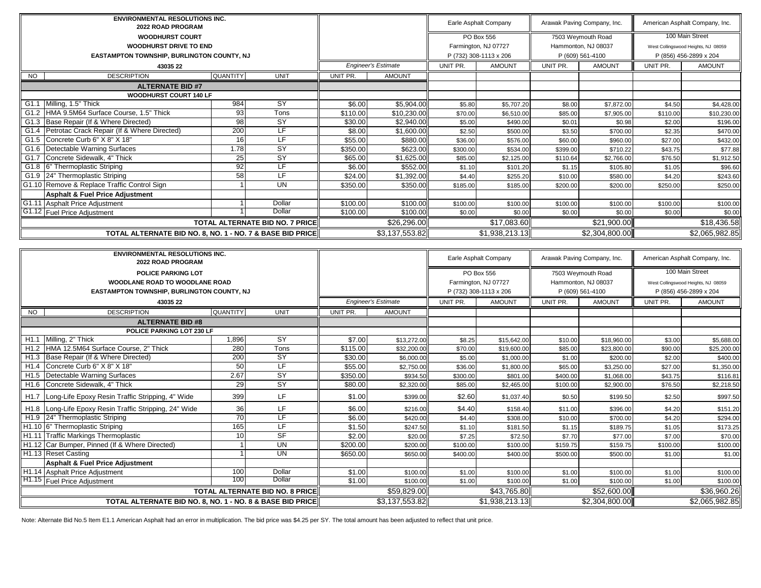| ENVIRONMENTAL RESOLUTIONS INC. 2022 ROAD PROGRAM | | | | | | Earle Asphalt Company | | Arawak Paving Company, Inc. | | American Asphalt Company, Inc. | |
|---|---|---|---|---|---|---|---|---|---|---|---|
| WOODHURST COURT | | | | | | PO Box 556 | | 7503 Weymouth Road | | 100 Main Street | |
| WOODHURST DRIVE TO END | | | | | | Farmington, NJ 07727 | | Hammonton, NJ 08037 | | West Collingswood Heights, NJ 08059 | |
| EASTAMPTON TOWNSHIP, BURLINGTON COUNTY, NJ | | | | | | P (732) 308-1113 x 206 | | P (609) 561-4100 | | P (856) 456-2899 x 204 | |
| 43035 22 | | | | *Engineer's Estimate* | | UNIT PR. | AMOUNT | UNIT PR. | AMOUNT | UNIT PR. | AMOUNT |
| NO | DESCRIPTION | QUANTITY | UNIT | UNIT PR. | AMOUNT | | | | | | |
| | **ALTERNATE BID #7** | | | | | | | | | | |
| | **WOODHURST COURT 140 LF** | | | | | | | | | | |
| G1.1 | Milling, 1.5" Thick | 984 | SY | $6.00 | $5,904.00 | $5.80 | $5,707.20 | $8.00 | $7,872.00 | $4.50 | $4,428.00 |
| G1.2 | HMA 9.5M64 Surface Course, 1.5" Thick | 93 | Tons | $110.00 | $10,230.00 | $70.00 | $6,510.00 | $85.00 | $7,905.00 | $110.00 | $10,230.00 |
| G1.3 | Base Repair (If & Where Directed) | 98 | SY | $30.00 | $2,940.00 | $5.00 | $490.00 | $0.01 | $0.98 | $2.00 | $196.00 |
| G1.4 | Petrotac Crack Repair (If & Where Directed) | 200 | LF | $8.00 | $1,600.00 | $2.50 | $500.00 | $3.50 | $700.00 | $2.35 | $470.00 |
| G1.5 | Concrete Curb 6" X 8" X 18" | 16 | LF | $55.00 | $880.00 | $36.00 | $576.00 | $60.00 | $960.00 | $27.00 | $432.00 |
| G1.6 | Detectable Warning Surfaces | 1.78 | SY | $350.00 | $623.00 | $300.00 | $534.00 | $399.00 | $710.22 | $43.75 | $77.88 |
| G1.7 | Concrete Sidewalk, 4" Thick | 25 | SY | $65.00 | $1,625.00 | $85.00 | $2,125.00 | $110.64 | $2,766.00 | $76.50 | $1,912.50 |
| G1.8 | 6" Thermoplastic Striping | 92 | LF | $6.00 | $552.00 | $1.10 | $101.20 | $1.15 | $105.80 | $1.05 | $96.60 |
| G1.9 | 24" Thermoplastic Striping | 58 | LF | $24.00 | $1,392.00 | $4.40 | $255.20 | $10.00 | $580.00 | $4.20 | $243.60 |
| G1.10 | Remove & Replace Traffic Control Sign | 1 | UN | $350.00 | $350.00 | $185.00 | $185.00 | $200.00 | $200.00 | $250.00 | $250.00 |
| | **Asphalt & Fuel Price Adjustment** | | | | | | | | | | |
| G1.11 | Asphalt Price Adjustment | 1 | Dollar | $100.00 | $100.00 | $100.00 | $100.00 | $100.00 | $100.00 | $100.00 | $100.00 |
| G1.12 | Fuel Price Adjustment | 1 | Dollar | $100.00 | $100.00 | $0.00 | $0.00 | $0.00 | $0.00 | $0.00 | $0.00 |
| | **TOTAL ALTERNATE BID NO. 7 PRICE** | | | | $26,296.00 | | $17,083.60 | | $21,900.00 | | $18,436.58 |
| | **TOTAL ALTERNATE BID NO. 8, NO. 1 - NO. 7 & BASE BID PRICE** | | | | $3,137,553.82 | | $1,938,213.13 | | $2,304,800.00 | | $2,065,982.85 |

| ENVIRONMENTAL RESOLUTIONS INC. 2022 ROAD PROGRAM | | | | | | Earle Asphalt Company | | Arawak Paving Company, Inc. | | American Asphalt Company, Inc. | |
|---|---|---|---|---|---|---|---|---|---|---|---|
| POLICE PARKING LOT | | | | | | PO Box 556 | | 7503 Weymouth Road | | 100 Main Street | |
| WOODLANE ROAD TO WOODLANE ROAD | | | | | | Farmington, NJ 07727 | | Hammonton, NJ 08037 | | West Collingswood Heights, NJ 08059 | |
| EASTAMPTON TOWNSHIP, BURLINGTON COUNTY, NJ | | | | | | P (732) 308-1113 x 206 | | P (609) 561-4100 | | P (856) 456-2899 x 204 | |
| 43035 22 | | | | *Engineer's Estimate* | | UNIT PR. | AMOUNT | UNIT PR. | AMOUNT | UNIT PR. | AMOUNT |
| NO | DESCRIPTION | QUANTITY | UNIT | UNIT PR. | AMOUNT | | | | | | |
| | **ALTERNATE BID #8** | | | | | | | | | | |
| | **POLICE PARKING LOT 230 LF** | | | | | | | | | | |
| H1.1 | Milling, 2" Thick | 1,896 | SY | $7.00 | $13,272.00 | $8.25 | $15,642.00 | $10.00 | $18,960.00 | $3.00 | $5,688.00 |
| H1.2 | HMA 12.5M64 Surface Course, 2" Thick | 280 | Tons | $115.00 | $32,200.00 | $70.00 | $19,600.00 | $85.00 | $23,800.00 | $90.00 | $25,200.00 |
| H1.3 | Base Repair (If & Where Directed) | 200 | SY | $30.00 | $6,000.00 | $5.00 | $1,000.00 | $1.00 | $200.00 | $2.00 | $400.00 |
| H1.4 | Concrete Curb 6" X 8" X 18" | 50 | LF | $55.00 | $2,750.00 | $36.00 | $1,800.00 | $65.00 | $3,250.00 | $27.00 | $1,350.00 |
| H1.5 | Detectable Warning Surfaces | 2.67 | SY | $350.00 | $934.50 | $300.00 | $801.00 | $400.00 | $1,068.00 | $43.75 | $116.81 |
| H1.6 | Concrete Sidewalk, 4" Thick | 29 | SY | $80.00 | $2,320.00 | $85.00 | $2,465.00 | $100.00 | $2,900.00 | $76.50 | $2,218.50 |
| H1.7 | Long-Life Epoxy Resin Traffic Stripping, 4" Wide | 399 | LF | $1.00 | $399.00 | $2.60 | $1,037.40 | $0.50 | $199.50 | $2.50 | $997.50 |
| H1.8 | Long-Life Epoxy Resin Traffic Stripping, 24" Wide | 36 | LF | $6.00 | $216.00 | $4.40 | $158.40 | $11.00 | $396.00 | $4.20 | $151.20 |
| H1.9 | 24" Thermoplastic Striping | 70 | LF | $6.00 | $420.00 | $4.40 | $308.00 | $10.00 | $700.00 | $4.20 | $294.00 |
| H1.10 | 6" Thermoplastic Striping | 165 | LF | $1.50 | $247.50 | $1.10 | $181.50 | $1.15 | $189.75 | $1.05 | $173.25 |
| H1.11 | Traffic Markings Thermoplastic | 10 | SF | $2.00 | $20.00 | $7.25 | $72.50 | $7.70 | $77.00 | $7.00 | $70.00 |
| H1.12 | Car Bumper, Pinned (If & Where Directed) | 1 | UN | $200.00 | $200.00 | $100.00 | $100.00 | $159.75 | $159.75 | $100.00 | $100.00 |
| H1.13 | Reset Casting | 1 | UN | $650.00 | $650.00 | $400.00 | $400.00 | $500.00 | $500.00 | $1.00 | $1.00 |
| | **Asphalt & Fuel Price Adjustment** | | | | | | | | | | |
| H1.14 | Asphalt Price Adjustment | 100 | Dollar | $1.00 | $100.00 | $1.00 | $100.00 | $1.00 | $100.00 | $1.00 | $100.00 |
| H1.15 | Fuel Price Adjustment | 100 | Dollar | $1.00 | $100.00 | $1.00 | $100.00 | $1.00 | $100.00 | $1.00 | $100.00 |
| | **TOTAL ALTERNATE BID NO. 8 PRICE** | | | | $59,829.00 | | $43,765.80 | | $52,600.00 | | $36,960.26 |
| | **TOTAL ALTERNATE BID NO. 8, NO. 1 - NO. 8 & BASE BID PRICE** | | | | $3,137,553.82 | | $1,938,213.13 | | $2,304,800.00 | | $2,065,982.85 |

Note: Alternate Bid No.5 Item E1.1 American Asphalt had an error in multiplication. The bid price was $4.25 per SY. The total amount has been adjusted to reflect that unit price.